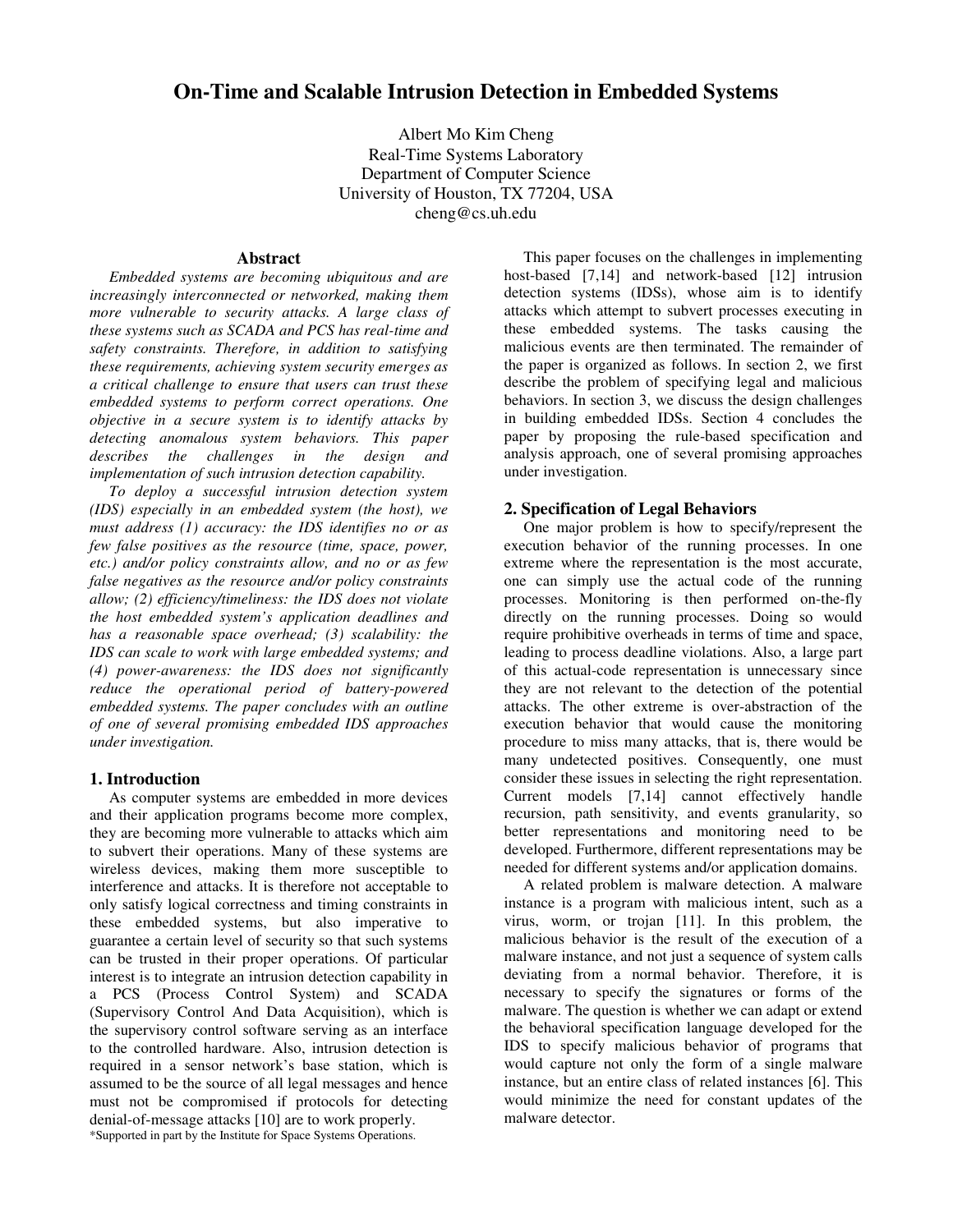# On-Time and Scalable Intrusion Detection in Embedded Systems

Albert Mo Kim Cheng
Real-Time Systems Laboratory
Department of Computer Science
University of Houston, TX 77204, USA
cheng@cs.uh.edu

## Abstract

*Embedded systems are becoming ubiquitous and are increasingly interconnected or networked, making them more vulnerable to security attacks. A large class of these systems such as SCADA and PCS has real-time and safety constraints. Therefore, in addition to satisfying these requirements, achieving system security emerges as a critical challenge to ensure that users can trust these embedded systems to perform correct operations. One objective in a secure system is to identify attacks by detecting anomalous system behaviors. This paper describes the challenges in the design and implementation of such intrusion detection capability.*

*To deploy a successful intrusion detection system (IDS) especially in an embedded system (the host), we must address (1) accuracy: the IDS identifies no or as few false positives as the resource (time, space, power, etc.) and/or policy constraints allow, and no or as few false negatives as the resource and/or policy constraints allow; (2) efficiency/timeliness: the IDS does not violate the host embedded system's application deadlines and has a reasonable space overhead; (3) scalability: the IDS can scale to work with large embedded systems; and (4) power-awareness: the IDS does not significantly reduce the operational period of battery-powered embedded systems. The paper concludes with an outline of one of several promising embedded IDS approaches under investigation.*

## 1. Introduction

As computer systems are embedded in more devices and their application programs become more complex, they are becoming more vulnerable to attacks which aim to subvert their operations. Many of these systems are wireless devices, making them more susceptible to interference and attacks. It is therefore not acceptable to only satisfy logical correctness and timing constraints in these embedded systems, but also imperative to guarantee a certain level of security so that such systems can be trusted in their proper operations. Of particular interest is to integrate an intrusion detection capability in a PCS (Process Control System) and SCADA (Supervisory Control And Data Acquisition), which is the supervisory control software serving as an interface to the controlled hardware. Also, intrusion detection is required in a sensor network's base station, which is assumed to be the source of all legal messages and hence must not be compromised if protocols for detecting denial-of-message attacks [10] are to work properly.

*Supported in part by the Institute for Space Systems Operations.

This paper focuses on the challenges in implementing host-based [7,14] and network-based [12] intrusion detection systems (IDSs), whose aim is to identify attacks which attempt to subvert processes executing in these embedded systems. The tasks causing the malicious events are then terminated. The remainder of the paper is organized as follows. In section 2, we first describe the problem of specifying legal and malicious behaviors. In section 3, we discuss the design challenges in building embedded IDSs. Section 4 concludes the paper by proposing the rule-based specification and analysis approach, one of several promising approaches under investigation.

## 2. Specification of Legal Behaviors

One major problem is how to specify/represent the execution behavior of the running processes. In one extreme where the representation is the most accurate, one can simply use the actual code of the running processes. Monitoring is then performed on-the-fly directly on the running processes. Doing so would require prohibitive overheads in terms of time and space, leading to process deadline violations. Also, a large part of this actual-code representation is unnecessary since they are not relevant to the detection of the potential attacks. The other extreme is over-abstraction of the execution behavior that would cause the monitoring procedure to miss many attacks, that is, there would be many undetected positives. Consequently, one must consider these issues in selecting the right representation. Current models [7,14] cannot effectively handle recursion, path sensitivity, and events granularity, so better representations and monitoring need to be developed. Furthermore, different representations may be needed for different systems and/or application domains.

A related problem is malware detection. A malware instance is a program with malicious intent, such as a virus, worm, or trojan [11]. In this problem, the malicious behavior is the result of the execution of a malware instance, and not just a sequence of system calls deviating from a normal behavior. Therefore, it is necessary to specify the signatures or forms of the malware. The question is whether we can adapt or extend the behavioral specification language developed for the IDS to specify malicious behavior of programs that would capture not only the form of a single malware instance, but an entire class of related instances [6]. This would minimize the need for constant updates of the malware detector.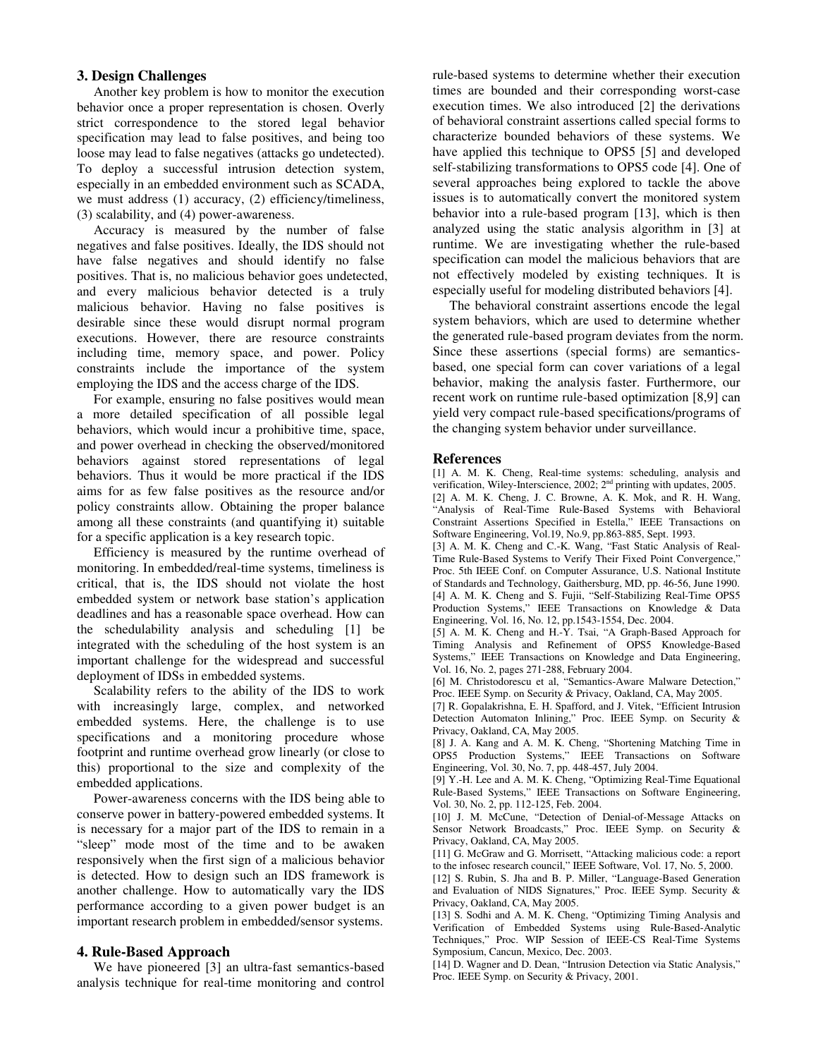### 3. Design Challenges

Another key problem is how to monitor the execution behavior once a proper representation is chosen. Overly strict correspondence to the stored legal behavior specification may lead to false positives, and being too loose may lead to false negatives (attacks go undetected). To deploy a successful intrusion detection system, especially in an embedded environment such as SCADA, we must address (1) accuracy, (2) efficiency/timeliness, (3) scalability, and (4) power-awareness.

Accuracy is measured by the number of false negatives and false positives. Ideally, the IDS should not have false negatives and should identify no false positives. That is, no malicious behavior goes undetected, and every malicious behavior detected is a truly malicious behavior. Having no false positives is desirable since these would disrupt normal program executions. However, there are resource constraints including time, memory space, and power. Policy constraints include the importance of the system employing the IDS and the access charge of the IDS.

For example, ensuring no false positives would mean a more detailed specification of all possible legal behaviors, which would incur a prohibitive time, space, and power overhead in checking the observed/monitored behaviors against stored representations of legal behaviors. Thus it would be more practical if the IDS aims for as few false positives as the resource and/or policy constraints allow. Obtaining the proper balance among all these constraints (and quantifying it) suitable for a specific application is a key research topic.

Efficiency is measured by the runtime overhead of monitoring. In embedded/real-time systems, timeliness is critical, that is, the IDS should not violate the host embedded system or network base station's application deadlines and has a reasonable space overhead. How can the schedulability analysis and scheduling [1] be integrated with the scheduling of the host system is an important challenge for the widespread and successful deployment of IDSs in embedded systems.

Scalability refers to the ability of the IDS to work with increasingly large, complex, and networked embedded systems. Here, the challenge is to use specifications and a monitoring procedure whose footprint and runtime overhead grow linearly (or close to this) proportional to the size and complexity of the embedded applications.

Power-awareness concerns with the IDS being able to conserve power in battery-powered embedded systems. It is necessary for a major part of the IDS to remain in a "sleep" mode most of the time and to be awaken responsively when the first sign of a malicious behavior is detected. How to design such an IDS framework is another challenge. How to automatically vary the IDS performance according to a given power budget is an important research problem in embedded/sensor systems.

### 4. Rule-Based Approach

We have pioneered [3] an ultra-fast semantics-based analysis technique for real-time monitoring and control rule-based systems to determine whether their execution times are bounded and their corresponding worst-case execution times. We also introduced [2] the derivations of behavioral constraint assertions called special forms to characterize bounded behaviors of these systems. We have applied this technique to OPS5 [5] and developed self-stabilizing transformations to OPS5 code [4]. One of several approaches being explored to tackle the above issues is to automatically convert the monitored system behavior into a rule-based program [13], which is then analyzed using the static analysis algorithm in [3] at runtime. We are investigating whether the rule-based specification can model the malicious behaviors that are not effectively modeled by existing techniques. It is especially useful for modeling distributed behaviors [4].

The behavioral constraint assertions encode the legal system behaviors, which are used to determine whether the generated rule-based program deviates from the norm. Since these assertions (special forms) are semantics-based, one special form can cover variations of a legal behavior, making the analysis faster. Furthermore, our recent work on runtime rule-based optimization [8,9] can yield very compact rule-based specifications/programs of the changing system behavior under surveillance.

### References

[1] A. M. K. Cheng, Real-time systems: scheduling, analysis and verification, Wiley-Interscience, 2002; 2nd printing with updates, 2005.

[2] A. M. K. Cheng, J. C. Browne, A. K. Mok, and R. H. Wang, "Analysis of Real-Time Rule-Based Systems with Behavioral Constraint Assertions Specified in Estella," IEEE Transactions on Software Engineering, Vol.19, No.9, pp.863-885, Sept. 1993.

[3] A. M. K. Cheng and C.-K. Wang, "Fast Static Analysis of Real-Time Rule-Based Systems to Verify Their Fixed Point Convergence," Proc. 5th IEEE Conf. on Computer Assurance, U.S. National Institute of Standards and Technology, Gaithersburg, MD, pp. 46-56, June 1990.

[4] A. M. K. Cheng and S. Fujii, "Self-Stabilizing Real-Time OPS5 Production Systems," IEEE Transactions on Knowledge & Data Engineering, Vol. 16, No. 12, pp.1543-1554, Dec. 2004.

[5] A. M. K. Cheng and H.-Y. Tsai, "A Graph-Based Approach for Timing Analysis and Refinement of OPS5 Knowledge-Based Systems," IEEE Transactions on Knowledge and Data Engineering, Vol. 16, No. 2, pages 271-288, February 2004.

[6] M. Christodorescu et al, "Semantics-Aware Malware Detection," Proc. IEEE Symp. on Security & Privacy, Oakland, CA, May 2005.

[7] R. Gopalakrishna, E. H. Spafford, and J. Vitek, "Efficient Intrusion Detection Automaton Inlining," Proc. IEEE Symp. on Security & Privacy, Oakland, CA, May 2005.

[8] J. A. Kang and A. M. K. Cheng, "Shortening Matching Time in OPS5 Production Systems," IEEE Transactions on Software Engineering, Vol. 30, No. 7, pp. 448-457, July 2004.

[9] Y.-H. Lee and A. M. K. Cheng, "Optimizing Real-Time Equational Rule-Based Systems," IEEE Transactions on Software Engineering, Vol. 30, No. 2, pp. 112-125, Feb. 2004.

[10] J. M. McCune, "Detection of Denial-of-Message Attacks on Sensor Network Broadcasts," Proc. IEEE Symp. on Security & Privacy, Oakland, CA, May 2005.

[11] G. McGraw and G. Morrisett, "Attacking malicious code: a report to the infosec research council," IEEE Software, Vol. 17, No. 5, 2000.

[12] S. Rubin, S. Jha and B. P. Miller, "Language-Based Generation and Evaluation of NIDS Signatures," Proc. IEEE Symp. Security & Privacy, Oakland, CA, May 2005.

[13] S. Sodhi and A. M. K. Cheng, "Optimizing Timing Analysis and Verification of Embedded Systems using Rule-Based-Analytic Techniques," Proc. WIP Session of IEEE-CS Real-Time Systems Symposium, Cancun, Mexico, Dec. 2003.

[14] D. Wagner and D. Dean, "Intrusion Detection via Static Analysis," Proc. IEEE Symp. on Security & Privacy, 2001.